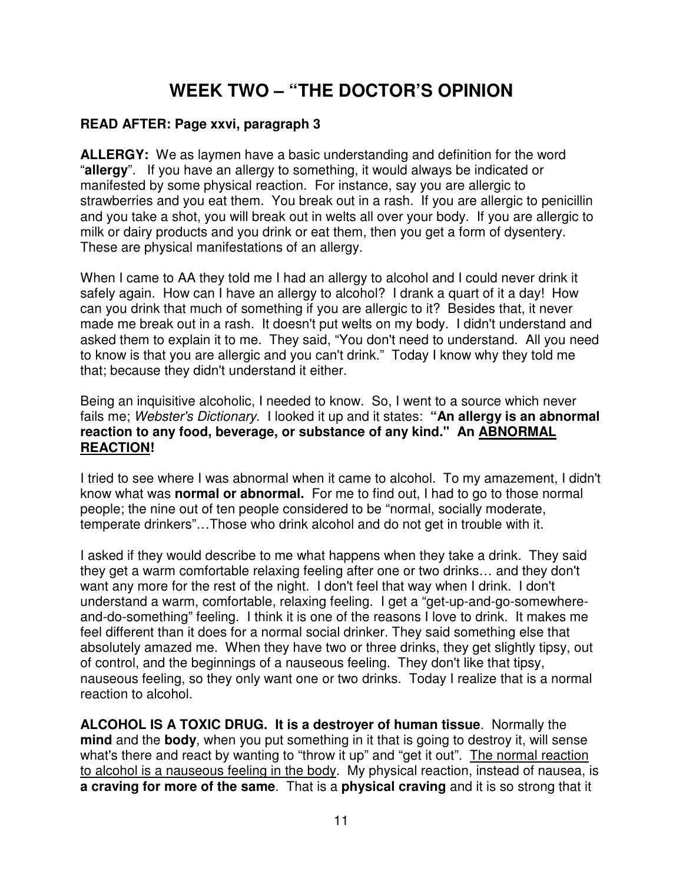# WEEK TWO – "THE DOCTOR'S OPINION

**READ AFTER: Page xxvi, paragraph 3**

**ALLERGY:** We as laymen have a basic understanding and definition for the word "**allergy**". If you have an allergy to something, it would always be indicated or manifested by some physical reaction. For instance, say you are allergic to strawberries and you eat them. You break out in a rash. If you are allergic to penicillin and you take a shot, you will break out in welts all over your body. If you are allergic to milk or dairy products and you drink or eat them, then you get a form of dysentery. These are physical manifestations of an allergy.

When I came to AA they told me I had an allergy to alcohol and I could never drink it safely again. How can I have an allergy to alcohol? I drank a quart of it a day! How can you drink that much of something if you are allergic to it? Besides that, it never made me break out in a rash. It doesn't put welts on my body. I didn't understand and asked them to explain it to me. They said, "You don't need to understand. All you need to know is that you are allergic and you can't drink." Today I know why they told me that; because they didn't understand it either.

Being an inquisitive alcoholic, I needed to know. So, I went to a source which never fails me; *Webster's Dictionary*. I looked it up and it states: **"An allergy is an abnormal reaction to any food, beverage, or substance of any kind." An <u>ABNORMAL REACTION</u>!**

I tried to see where I was abnormal when it came to alcohol. To my amazement, I didn't know what was **normal or abnormal.** For me to find out, I had to go to those normal people; the nine out of ten people considered to be "normal, socially moderate, temperate drinkers"…Those who drink alcohol and do not get in trouble with it.

I asked if they would describe to me what happens when they take a drink. They said they get a warm comfortable relaxing feeling after one or two drinks… and they don't want any more for the rest of the night. I don't feel that way when I drink. I don't understand a warm, comfortable, relaxing feeling. I get a "get-up-and-go-somewhere-and-do-something" feeling. I think it is one of the reasons I love to drink. It makes me feel different than it does for a normal social drinker. They said something else that absolutely amazed me. When they have two or three drinks, they get slightly tipsy, out of control, and the beginnings of a nauseous feeling. They don't like that tipsy, nauseous feeling, so they only want one or two drinks. Today I realize that is a normal reaction to alcohol.

**ALCOHOL IS A TOXIC DRUG. It is a destroyer of human tissue**. Normally the **mind** and the **body**, when you put something in it that is going to destroy it, will sense what's there and react by wanting to "throw it up" and "get it out". <u>The normal reaction to alcohol is a nauseous feeling in the body</u>. My physical reaction, instead of nausea, is **a craving for more of the same**. That is a **physical craving** and it is so strong that it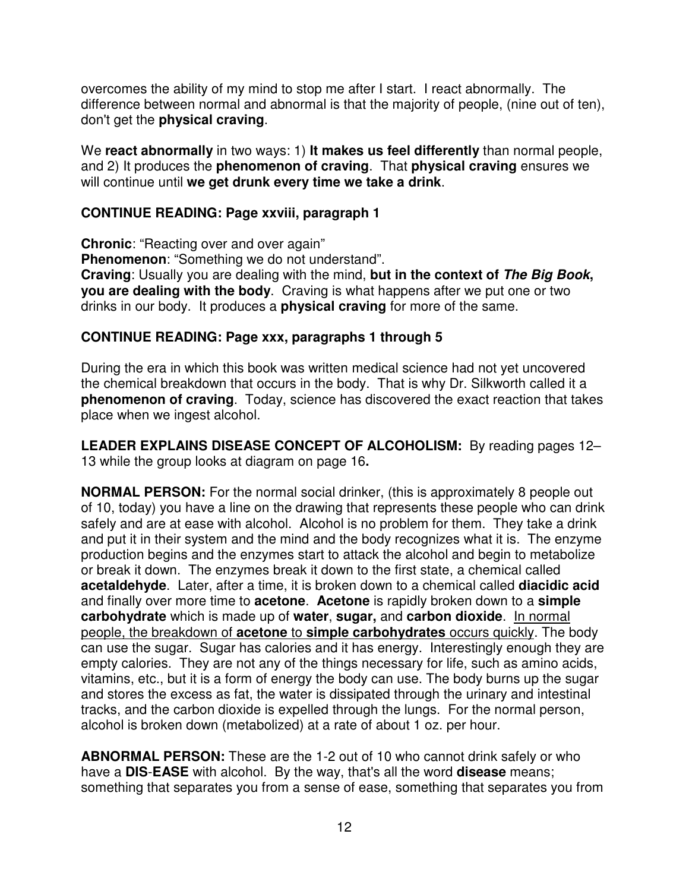overcomes the ability of my mind to stop me after I start. I react abnormally. The difference between normal and abnormal is that the majority of people, (nine out of ten), don't get the **physical craving**.

We **react abnormally** in two ways: 1) **It makes us feel differently** than normal people, and 2) It produces the **phenomenon of craving**. That **physical craving** ensures we will continue until **we get drunk every time we take a drink**.

**CONTINUE READING: Page xxviii, paragraph 1**

**Chronic**: "Reacting over and over again"
**Phenomenon**: "Something we do not understand".
**Craving**: Usually you are dealing with the mind, **but in the context of *The Big Book*, you are dealing with the body**. Craving is what happens after we put one or two drinks in our body. It produces a **physical craving** for more of the same.

**CONTINUE READING: Page xxx, paragraphs 1 through 5**

During the era in which this book was written medical science had not yet uncovered the chemical breakdown that occurs in the body. That is why Dr. Silkworth called it a **phenomenon of craving**. Today, science has discovered the exact reaction that takes place when we ingest alcohol.

**LEADER EXPLAINS DISEASE CONCEPT OF ALCOHOLISM:** By reading pages 12–13 while the group looks at diagram on page 16**.**

**NORMAL PERSON:** For the normal social drinker, (this is approximately 8 people out of 10, today) you have a line on the drawing that represents these people who can drink safely and are at ease with alcohol. Alcohol is no problem for them. They take a drink and put it in their system and the mind and the body recognizes what it is. The enzyme production begins and the enzymes start to attack the alcohol and begin to metabolize or break it down. The enzymes break it down to the first state, a chemical called **acetaldehyde**. Later, after a time, it is broken down to a chemical called **diacidic acid** and finally over more time to **acetone**. **Acetone** is rapidly broken down to a **simple carbohydrate** which is made up of **water**, **sugar,** and **carbon dioxide**. <u>In normal people, the breakdown of **acetone** to **simple carbohydrates** occurs quickly</u>. The body can use the sugar. Sugar has calories and it has energy. Interestingly enough they are empty calories. They are not any of the things necessary for life, such as amino acids, vitamins, etc., but it is a form of energy the body can use. The body burns up the sugar and stores the excess as fat, the water is dissipated through the urinary and intestinal tracks, and the carbon dioxide is expelled through the lungs. For the normal person, alcohol is broken down (metabolized) at a rate of about 1 oz. per hour.

**ABNORMAL PERSON:** These are the 1-2 out of 10 who cannot drink safely or who have a **DIS**-**EASE** with alcohol. By the way, that's all the word **disease** means; something that separates you from a sense of ease, something that separates you from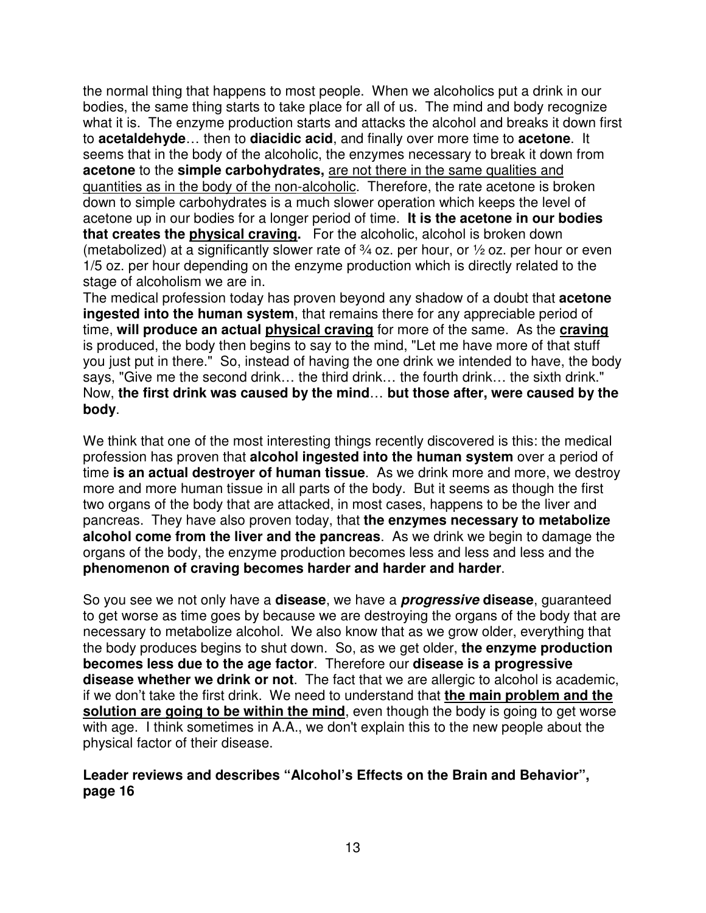the normal thing that happens to most people. When we alcoholics put a drink in our bodies, the same thing starts to take place for all of us. The mind and body recognize what it is. The enzyme production starts and attacks the alcohol and breaks it down first to **acetaldehyde**… then to **diacidic acid**, and finally over more time to **acetone**. It seems that in the body of the alcoholic, the enzymes necessary to break it down from **acetone** to the **simple carbohydrates,** <u>are not there in the same qualities and quantities as in the body of the non-alcoholic</u>. Therefore, the rate acetone is broken down to simple carbohydrates is a much slower operation which keeps the level of acetone up in our bodies for a longer period of time. **It is the acetone in our bodies that creates the <u>physical craving</u>.** For the alcoholic, alcohol is broken down (metabolized) at a significantly slower rate of ¾ oz. per hour, or ½ oz. per hour or even 1/5 oz. per hour depending on the enzyme production which is directly related to the stage of alcoholism we are in.

The medical profession today has proven beyond any shadow of a doubt that **acetone ingested into the human system**, that remains there for any appreciable period of time, **will produce an actual <u>physical craving</u>** for more of the same. As the **<u>craving</u>** is produced, the body then begins to say to the mind, "Let me have more of that stuff you just put in there." So, instead of having the one drink we intended to have, the body says, "Give me the second drink… the third drink… the fourth drink… the sixth drink." Now, **the first drink was caused by the mind**… **but those after, were caused by the body**.

We think that one of the most interesting things recently discovered is this: the medical profession has proven that **alcohol ingested into the human system** over a period of time **is an actual destroyer of human tissue**. As we drink more and more, we destroy more and more human tissue in all parts of the body. But it seems as though the first two organs of the body that are attacked, in most cases, happens to be the liver and pancreas. They have also proven today, that **the enzymes necessary to metabolize alcohol come from the liver and the pancreas**. As we drink we begin to damage the organs of the body, the enzyme production becomes less and less and less and the **phenomenon of craving becomes harder and harder and harder**.

So you see we not only have a **disease**, we have a ***progressive*** **disease**, guaranteed to get worse as time goes by because we are destroying the organs of the body that are necessary to metabolize alcohol. We also know that as we grow older, everything that the body produces begins to shut down. So, as we get older, **the enzyme production becomes less due to the age factor**. Therefore our **disease is a progressive disease whether we drink or not**. The fact that we are allergic to alcohol is academic, if we don't take the first drink. We need to understand that **<u>the main problem and the solution are going to be within the mind</u>**, even though the body is going to get worse with age. I think sometimes in A.A., we don't explain this to the new people about the physical factor of their disease.

**Leader reviews and describes "Alcohol's Effects on the Brain and Behavior", page 16**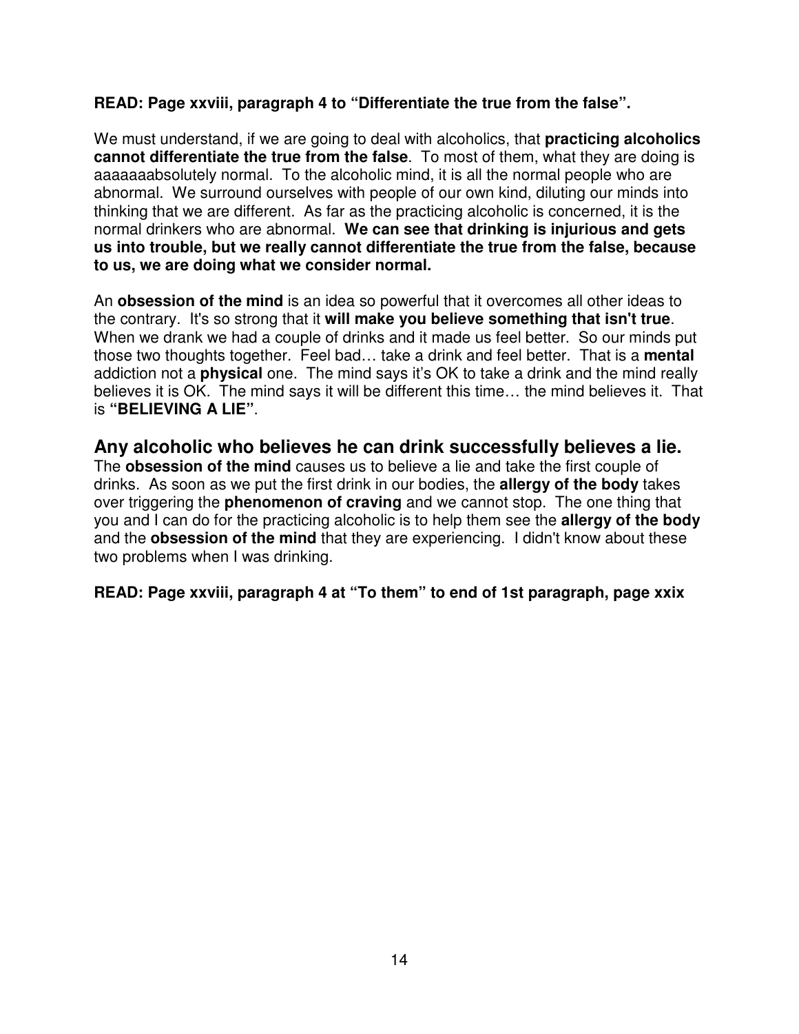**READ: Page xxviii, paragraph 4 to "Differentiate the true from the false".**

We must understand, if we are going to deal with alcoholics, that **practicing alcoholics cannot differentiate the true from the false**. To most of them, what they are doing is aaaaaaabsolutely normal. To the alcoholic mind, it is all the normal people who are abnormal. We surround ourselves with people of our own kind, diluting our minds into thinking that we are different. As far as the practicing alcoholic is concerned, it is the normal drinkers who are abnormal. **We can see that drinking is injurious and gets us into trouble, but we really cannot differentiate the true from the false, because to us, we are doing what we consider normal.**

An **obsession of the mind** is an idea so powerful that it overcomes all other ideas to the contrary. It's so strong that it **will make you believe something that isn't true**. When we drank we had a couple of drinks and it made us feel better. So our minds put those two thoughts together. Feel bad… take a drink and feel better. That is a **mental** addiction not a **physical** one. The mind says it's OK to take a drink and the mind really believes it is OK. The mind says it will be different this time… the mind believes it. That is **"BELIEVING A LIE"**.

## Any alcoholic who believes he can drink successfully believes a lie.

The **obsession of the mind** causes us to believe a lie and take the first couple of drinks. As soon as we put the first drink in our bodies, the **allergy of the body** takes over triggering the **phenomenon of craving** and we cannot stop. The one thing that you and I can do for the practicing alcoholic is to help them see the **allergy of the body** and the **obsession of the mind** that they are experiencing. I didn't know about these two problems when I was drinking.

**READ: Page xxviii, paragraph 4 at "To them" to end of 1st paragraph, page xxix**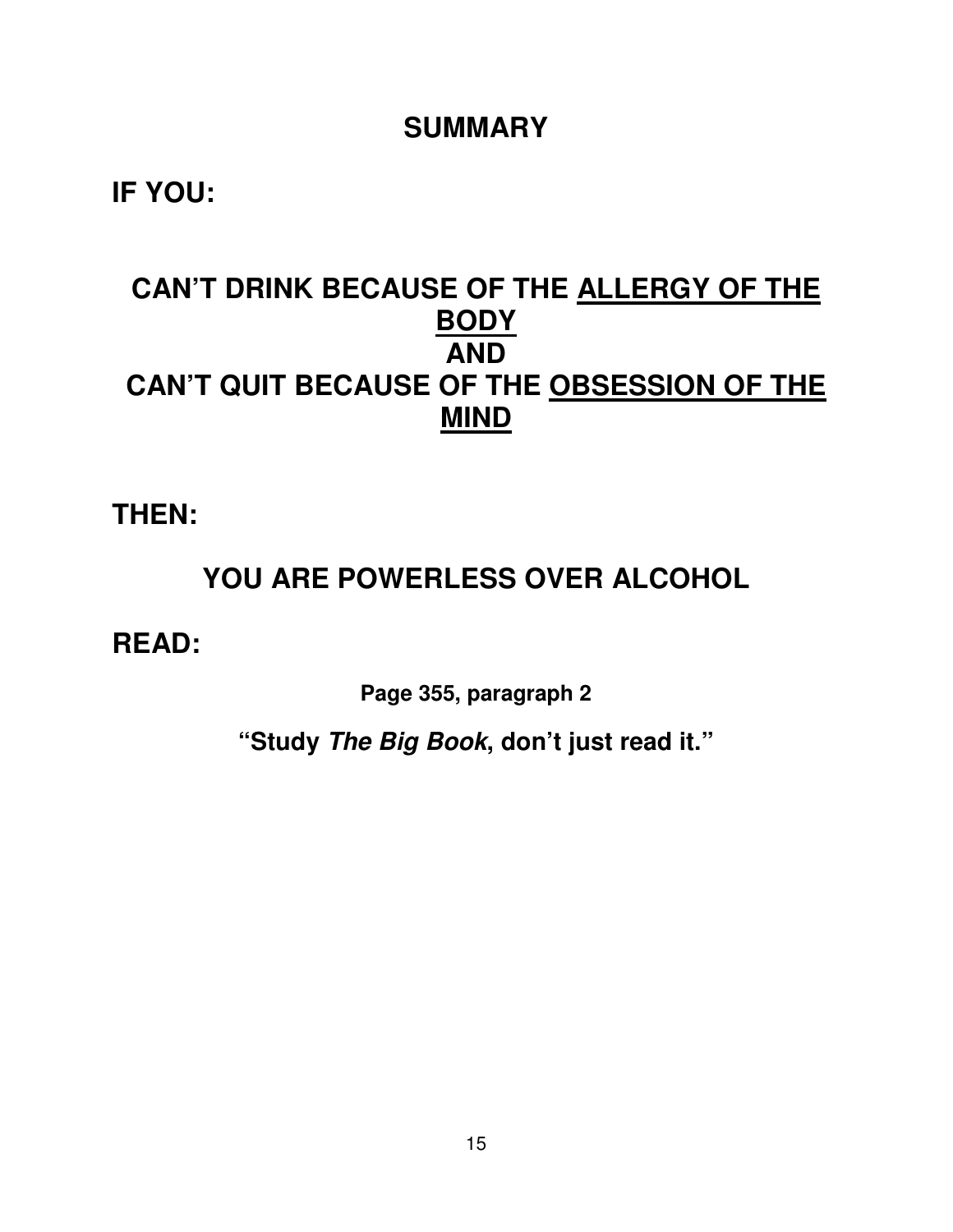## SUMMARY

**IF YOU:**

**CAN'T DRINK BECAUSE OF THE <u>ALLERGY OF THE BODY</u>**
**AND**
**CAN'T QUIT BECAUSE OF THE <u>OBSESSION OF THE MIND</u>**

**THEN:**

**YOU ARE POWERLESS OVER ALCOHOL**

**READ:**

**Page 355, paragraph 2**

**"Study *The Big Book*, don't just read it."**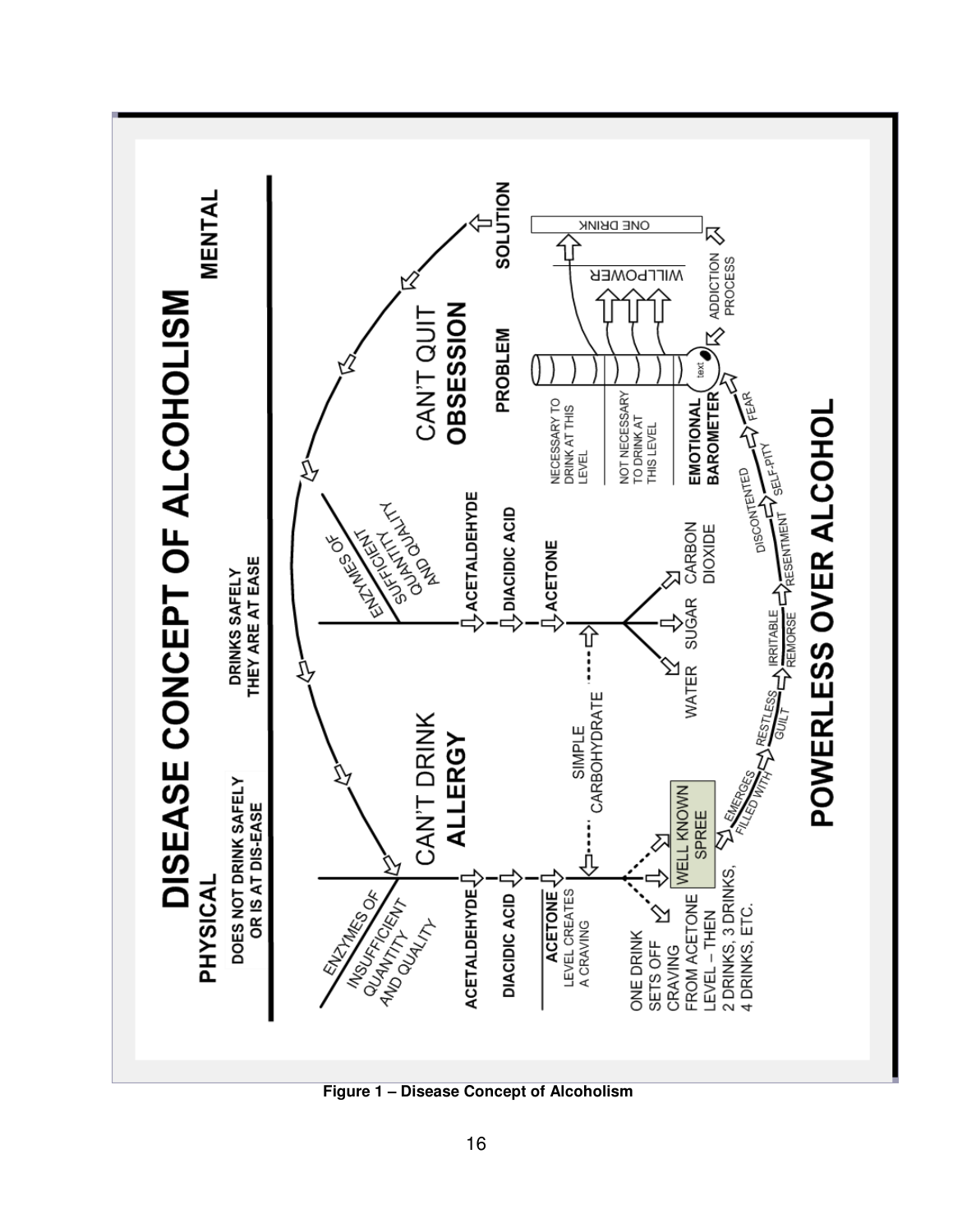# DISEASE CONCEPT OF ALCOHOLISM

**PHYSICAL**

**DOES NOT DRINK SAFELY OR IS AT DIS-EASE**

ENZYMES OF INSUFFICIENT QUANTITY AND QUALITY

CAN'T DRINK
**ALLERGY**

**ACETALDEHYDE**
**DIACIDIC ACID**
**ACETONE** LEVEL CREATES A CRAVING

ONE DRINK SETS OFF CRAVING FROM ACETONE LEVEL – THEN 2 DRINKS, 3 DRINKS, 4 DRINKS, ETC.

WELL KNOWN SPREE

SIMPLE CARBOHYDRATE

**DRINKS SAFELY THEY ARE AT EASE**

ENZYMES OF SUFFICIENT QUANTITY AND QUALITY

**ACETALDEHYDE**
**DIACIDIC ACID**
**ACETONE**

WATER SUGAR CARBON DIOXIDE

**MENTAL**

CAN'T QUIT
**OBSESSION**

**PROBLEM** **SOLUTION**

NECESSARY TO DRINK AT THIS LEVEL

NOT NECESSARY TO DRINK AT THIS LEVEL

**EMOTIONAL BAROMETER**

WILLPOWER

ONE DRINK

ADDICTION PROCESS

EMERGES FILLED WITH → RESTLESS GUILT → IRRITABLE REMORSE → RESENTMENT → DISCONTENTED SELF-PITY → FEAR

# POWERLESS OVER ALCOHOL

**Figure 1 – Disease Concept of Alcoholism**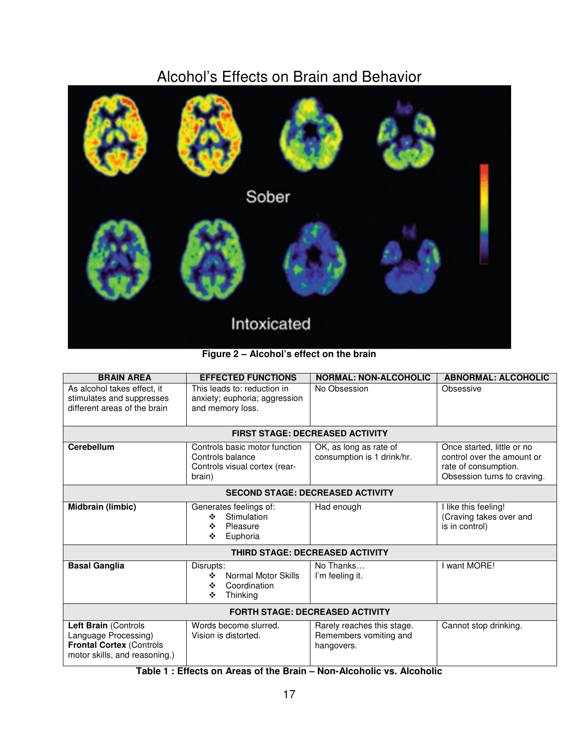# Alcohol's Effects on Brain and Behavior

**Figure 2 – Alcohol's effect on the brain**

| BRAIN AREA | EFFECTED FUNCTIONS | NORMAL: NON-ALCOHOLIC | ABNORMAL: ALCOHOLIC |
|---|---|---|---|
| As alcohol takes effect, it stimulates and suppresses different areas of the brain | This leads to: reduction in anxiety; euphoria; aggression and memory loss. | No Obsession | Obsessive |
| **FIRST STAGE: DECREASED ACTIVITY** | | | |
| **Cerebellum** | Controls basic motor function<br>Controls balance<br>Controls visual cortex (rear-brain) | OK, as long as rate of consumption is 1 drink/hr. | Once started, little or no control over the amount or rate of consumption. Obsession turns to craving. |
| **SECOND STAGE: DECREASED ACTIVITY** | | | |
| **Midbrain (limbic)** | Generates feelings of:<br>❖ Stimulation<br>❖ Pleasure<br>❖ Euphoria | Had enough | I like this feeling! (Craving takes over and is in control) |
| **THIRD STAGE: DECREASED ACTIVITY** | | | |
| **Basal Ganglia** | Disrupts:<br>❖ Normal Motor Skills<br>❖ Coordination<br>❖ Thinking | No Thanks…<br>I'm feeling it. | I want MORE! |
| **FORTH STAGE: DECREASED ACTIVITY** | | | |
| **Left Brain** (Controls Language Processing)<br>**Frontal Cortex** (Controls motor skills, and reasoning.) | Words become slurred.<br>Vision is distorted. | Rarely reaches this stage. Remembers vomiting and hangovers. | Cannot stop drinking. |

**Table 1 : Effects on Areas of the Brain – Non-Alcoholic vs. Alcoholic**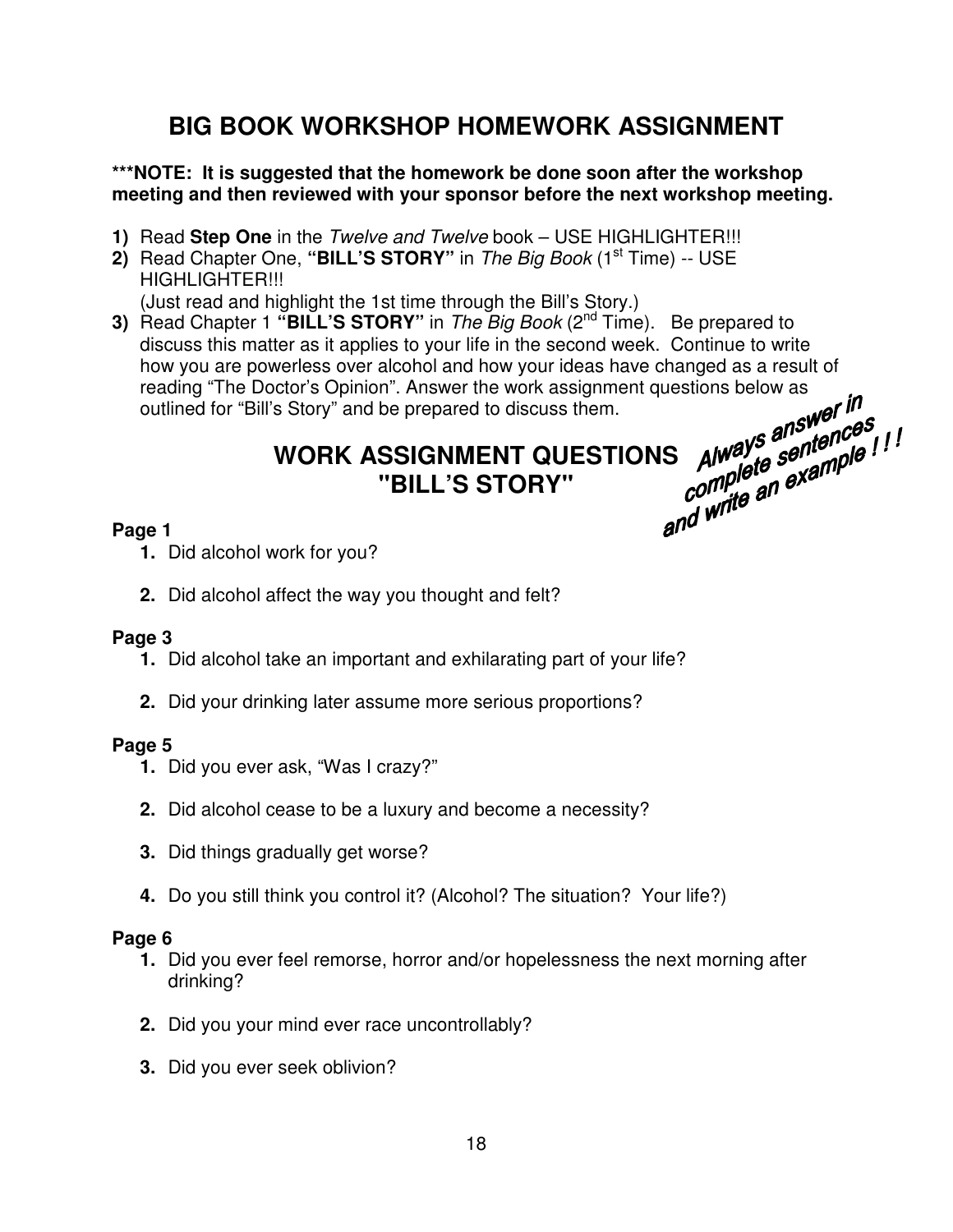# BIG BOOK WORKSHOP HOMEWORK ASSIGNMENT

**\*\*\*NOTE: It is suggested that the homework be done soon after the workshop meeting and then reviewed with your sponsor before the next workshop meeting.**

1) Read **Step One** in the *Twelve and Twelve* book – USE HIGHLIGHTER!!!
2) Read Chapter One, **"BILL'S STORY"** in *The Big Book* (1st Time) -- USE HIGHLIGHTER!!!
   (Just read and highlight the 1st time through the Bill's Story.)
3) Read Chapter 1 **"BILL'S STORY"** in *The Big Book* (2nd Time). Be prepared to discuss this matter as it applies to your life in the second week. Continue to write how you are powerless over alcohol and how your ideas have changed as a result of reading "The Doctor's Opinion". Answer the work assignment questions below as outlined for "Bill's Story" and be prepared to discuss them.

## WORK ASSIGNMENT QUESTIONS "BILL'S STORY"

*Always answer in complete sentences and write an example ! ! !*

**Page 1**

1. Did alcohol work for you?
2. Did alcohol affect the way you thought and felt?

**Page 3**

1. Did alcohol take an important and exhilarating part of your life?
2. Did your drinking later assume more serious proportions?

**Page 5**

1. Did you ever ask, "Was I crazy?"
2. Did alcohol cease to be a luxury and become a necessity?
3. Did things gradually get worse?
4. Do you still think you control it? (Alcohol? The situation? Your life?)

**Page 6**

1. Did you ever feel remorse, horror and/or hopelessness the next morning after drinking?
2. Did you your mind ever race uncontrollably?
3. Did you ever seek oblivion?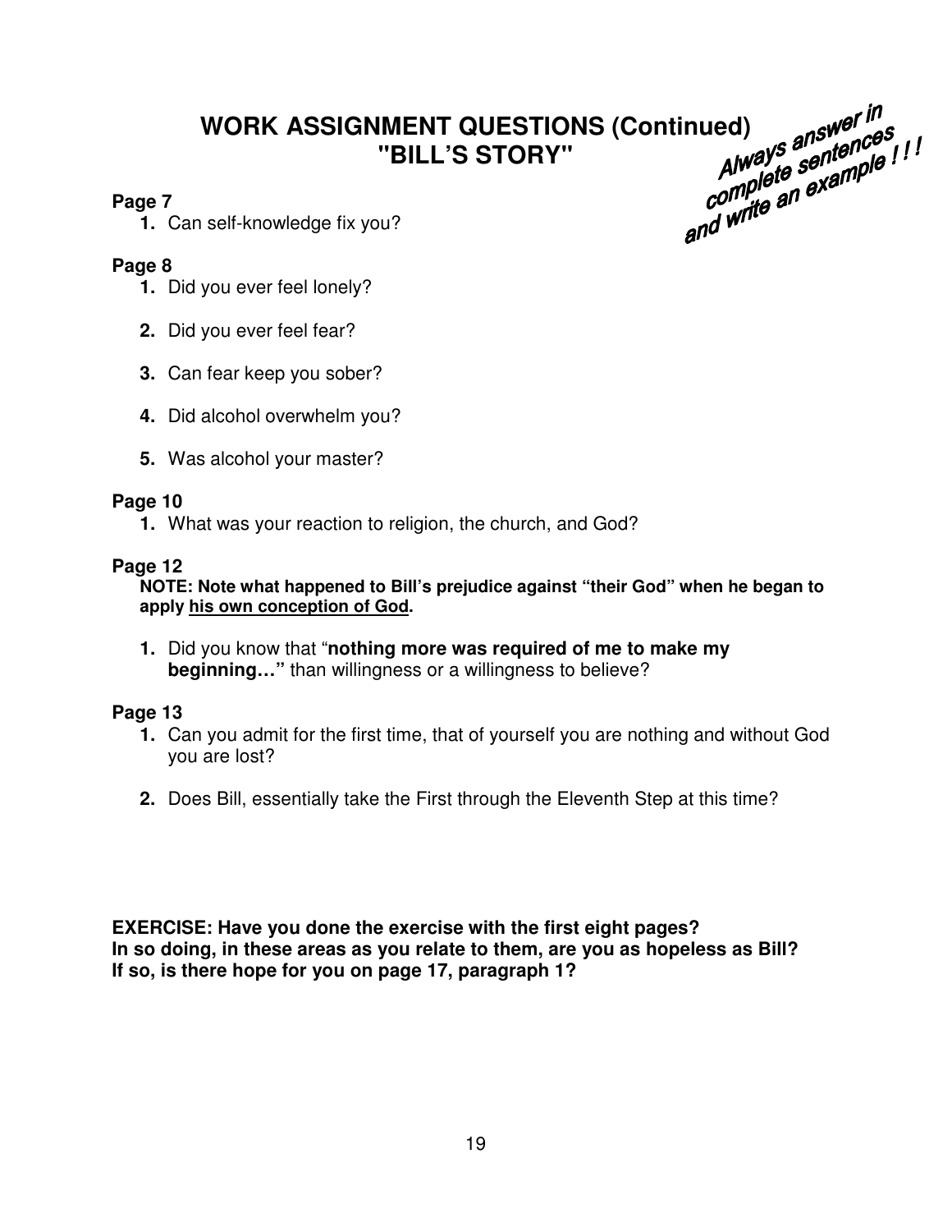# WORK ASSIGNMENT QUESTIONS (Continued) "BILL'S STORY"

***Always answer in complete sentences and write an example ! ! !***

**Page 7**

1. Can self-knowledge fix you?

**Page 8**

1. Did you ever feel lonely?
2. Did you ever feel fear?
3. Can fear keep you sober?
4. Did alcohol overwhelm you?
5. Was alcohol your master?

**Page 10**

1. What was your reaction to religion, the church, and God?

**Page 12**

**NOTE: Note what happened to Bill's prejudice against "their God" when he began to apply <u>his own conception of God</u>.**

1. Did you know that "**nothing more was required of me to make my beginning…"** than willingness or a willingness to believe?

**Page 13**

1. Can you admit for the first time, that of yourself you are nothing and without God you are lost?
2. Does Bill, essentially take the First through the Eleventh Step at this time?

**EXERCISE: Have you done the exercise with the first eight pages?**
**In so doing, in these areas as you relate to them, are you as hopeless as Bill?**
**If so, is there hope for you on page 17, paragraph 1?**